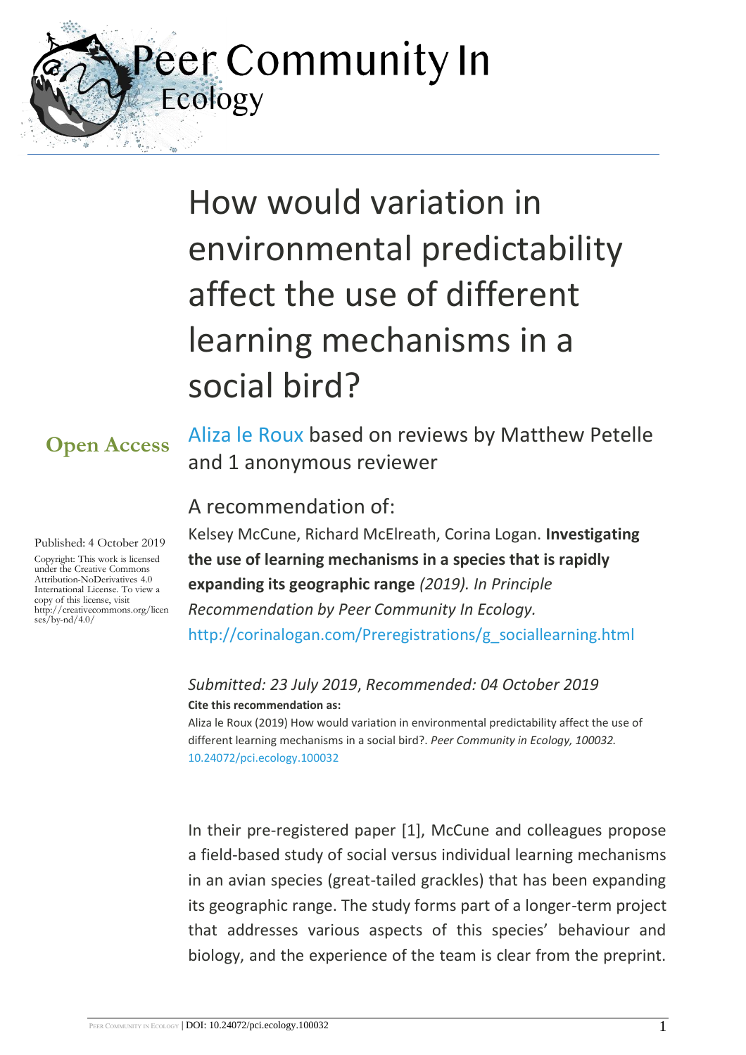Peer Community In Ecology

# How would variation in environmental predictability affect the use of different learning mechanisms in a social bird?

**Open Access**

Aliza le Roux based on reviews by Matthew Petelle and 1 anonymous reviewer

Published: 4 October 2019

Copyright: This work is licensed under the Creative Commons Attribution-NoDerivatives 4.0 International License. To view a copy of this license, visit http://creativecommons.org/licenses/by-nd/4.0/

A recommendation of:

Kelsey McCune, Richard McElreath, Corina Logan. **Investigating the use of learning mechanisms in a species that is rapidly expanding its geographic range** *(2019). In Principle Recommendation by Peer Community In Ecology.* http://corinalogan.com/Preregistrations/g_sociallearning.html

*Submitted: 23 July 2019*, *Recommended: 04 October 2019*

**Cite this recommendation as:**

Aliza le Roux (2019) How would variation in environmental predictability affect the use of different learning mechanisms in a social bird?. *Peer Community in Ecology, 100032.* 10.24072/pci.ecology.100032

In their pre-registered paper [1], McCune and colleagues propose a field-based study of social versus individual learning mechanisms in an avian species (great-tailed grackles) that has been expanding its geographic range. The study forms part of a longer-term project that addresses various aspects of this species' behaviour and biology, and the experience of the team is clear from the preprint.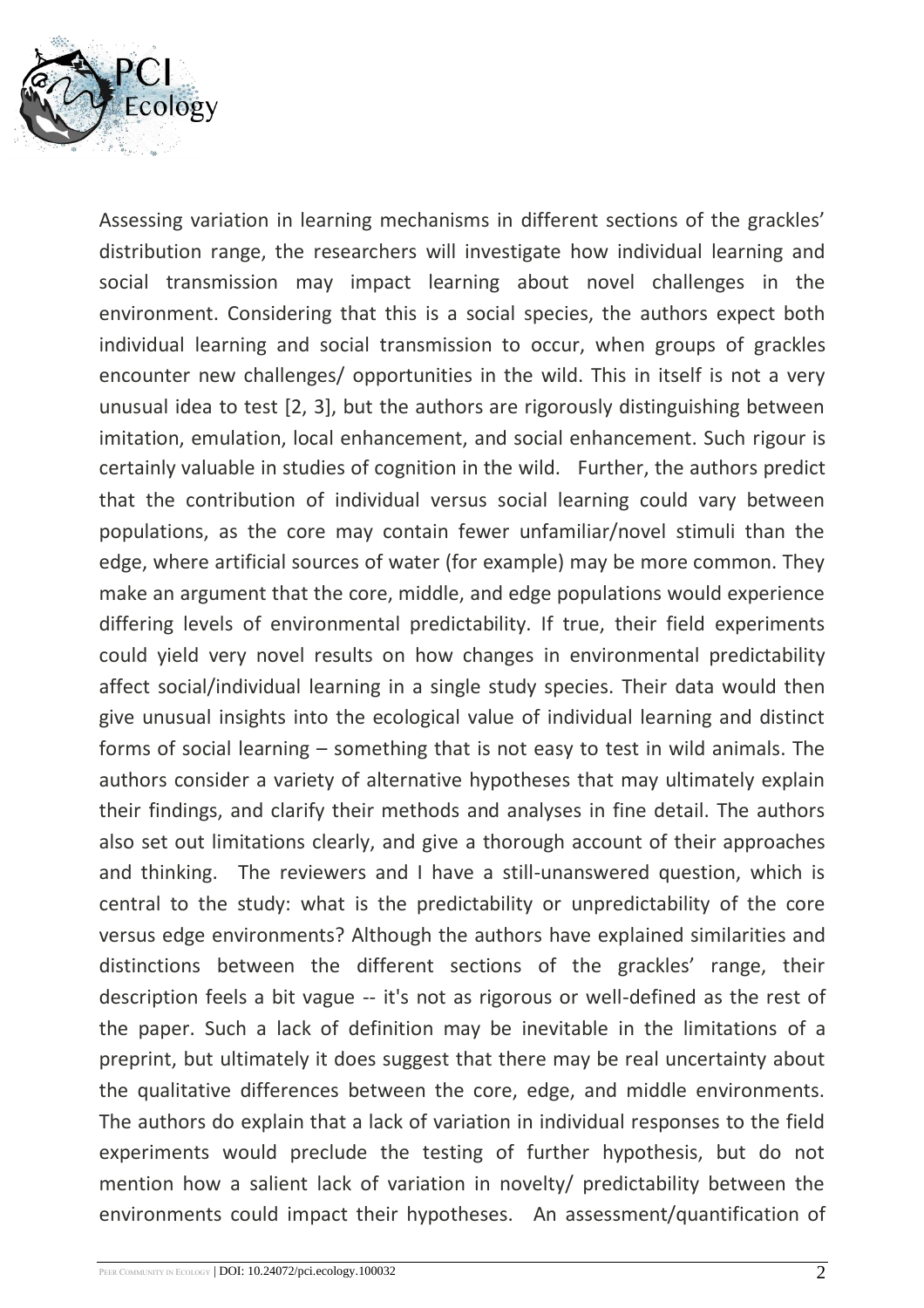Assessing variation in learning mechanisms in different sections of the grackles' distribution range, the researchers will investigate how individual learning and social transmission may impact learning about novel challenges in the environment. Considering that this is a social species, the authors expect both individual learning and social transmission to occur, when groups of grackles encounter new challenges/ opportunities in the wild. This in itself is not a very unusual idea to test [2, 3], but the authors are rigorously distinguishing between imitation, emulation, local enhancement, and social enhancement. Such rigour is certainly valuable in studies of cognition in the wild. Further, the authors predict that the contribution of individual versus social learning could vary between populations, as the core may contain fewer unfamiliar/novel stimuli than the edge, where artificial sources of water (for example) may be more common. They make an argument that the core, middle, and edge populations would experience differing levels of environmental predictability. If true, their field experiments could yield very novel results on how changes in environmental predictability affect social/individual learning in a single study species. Their data would then give unusual insights into the ecological value of individual learning and distinct forms of social learning – something that is not easy to test in wild animals. The authors consider a variety of alternative hypotheses that may ultimately explain their findings, and clarify their methods and analyses in fine detail. The authors also set out limitations clearly, and give a thorough account of their approaches and thinking. The reviewers and I have a still-unanswered question, which is central to the study: what is the predictability or unpredictability of the core versus edge environments? Although the authors have explained similarities and distinctions between the different sections of the grackles' range, their description feels a bit vague -- it's not as rigorous or well-defined as the rest of the paper. Such a lack of definition may be inevitable in the limitations of a preprint, but ultimately it does suggest that there may be real uncertainty about the qualitative differences between the core, edge, and middle environments. The authors do explain that a lack of variation in individual responses to the field experiments would preclude the testing of further hypothesis, but do not mention how a salient lack of variation in novelty/ predictability between the environments could impact their hypotheses. An assessment/quantification of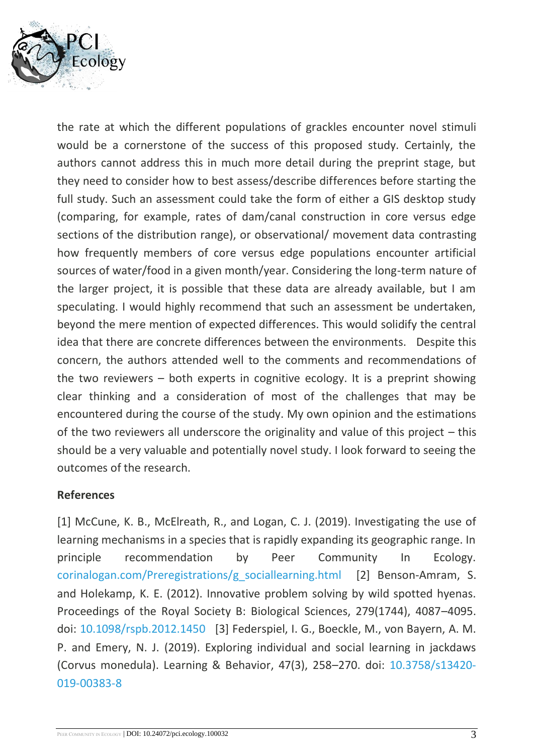the rate at which the different populations of grackles encounter novel stimuli would be a cornerstone of the success of this proposed study. Certainly, the authors cannot address this in much more detail during the preprint stage, but they need to consider how to best assess/describe differences before starting the full study. Such an assessment could take the form of either a GIS desktop study (comparing, for example, rates of dam/canal construction in core versus edge sections of the distribution range), or observational/ movement data contrasting how frequently members of core versus edge populations encounter artificial sources of water/food in a given month/year. Considering the long-term nature of the larger project, it is possible that these data are already available, but I am speculating. I would highly recommend that such an assessment be undertaken, beyond the mere mention of expected differences. This would solidify the central idea that there are concrete differences between the environments. Despite this concern, the authors attended well to the comments and recommendations of the two reviewers – both experts in cognitive ecology. It is a preprint showing clear thinking and a consideration of most of the challenges that may be encountered during the course of the study. My own opinion and the estimations of the two reviewers all underscore the originality and value of this project – this should be a very valuable and potentially novel study. I look forward to seeing the outcomes of the research.

**References**

[1] McCune, K. B., McElreath, R., and Logan, C. J. (2019). Investigating the use of learning mechanisms in a species that is rapidly expanding its geographic range. In principle recommendation by Peer Community In Ecology. corinalogan.com/Preregistrations/g_sociallearning.html [2] Benson-Amram, S. and Holekamp, K. E. (2012). Innovative problem solving by wild spotted hyenas. Proceedings of the Royal Society B: Biological Sciences, 279(1744), 4087–4095. doi: 10.1098/rspb.2012.1450 [3] Federspiel, I. G., Boeckle, M., von Bayern, A. M. P. and Emery, N. J. (2019). Exploring individual and social learning in jackdaws (Corvus monedula). Learning & Behavior, 47(3), 258–270. doi: 10.3758/s13420-019-00383-8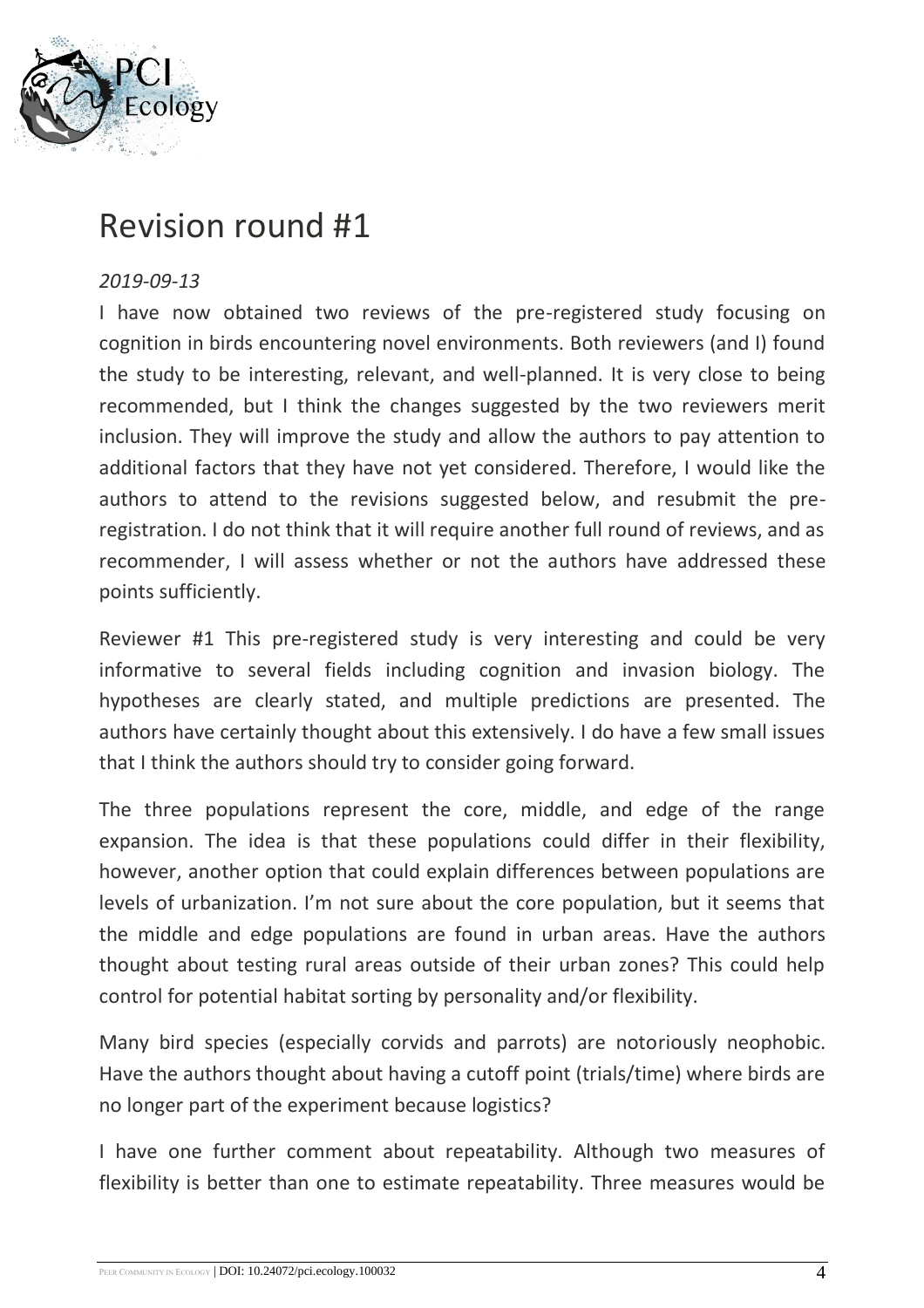# Revision round #1

*2019-09-13*

I have now obtained two reviews of the pre-registered study focusing on cognition in birds encountering novel environments. Both reviewers (and I) found the study to be interesting, relevant, and well-planned. It is very close to being recommended, but I think the changes suggested by the two reviewers merit inclusion. They will improve the study and allow the authors to pay attention to additional factors that they have not yet considered. Therefore, I would like the authors to attend to the revisions suggested below, and resubmit the pre-registration. I do not think that it will require another full round of reviews, and as recommender, I will assess whether or not the authors have addressed these points sufficiently.

Reviewer #1 This pre-registered study is very interesting and could be very informative to several fields including cognition and invasion biology. The hypotheses are clearly stated, and multiple predictions are presented. The authors have certainly thought about this extensively. I do have a few small issues that I think the authors should try to consider going forward.

The three populations represent the core, middle, and edge of the range expansion. The idea is that these populations could differ in their flexibility, however, another option that could explain differences between populations are levels of urbanization. I'm not sure about the core population, but it seems that the middle and edge populations are found in urban areas. Have the authors thought about testing rural areas outside of their urban zones? This could help control for potential habitat sorting by personality and/or flexibility.

Many bird species (especially corvids and parrots) are notoriously neophobic. Have the authors thought about having a cutoff point (trials/time) where birds are no longer part of the experiment because logistics?

I have one further comment about repeatability. Although two measures of flexibility is better than one to estimate repeatability. Three measures would be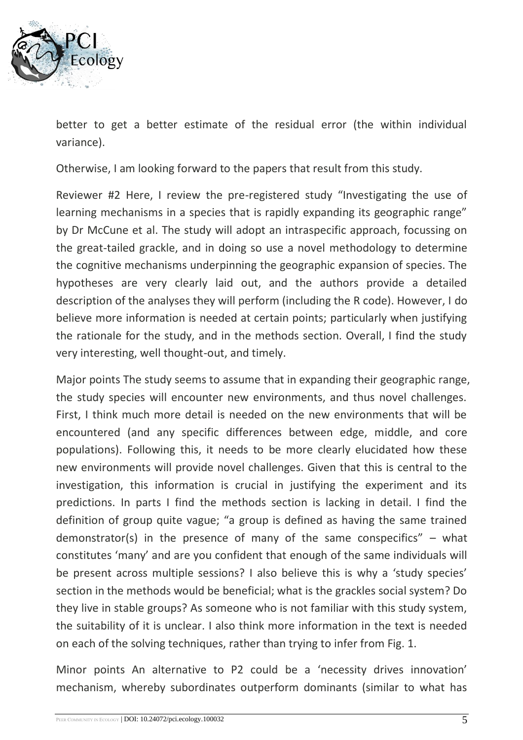better to get a better estimate of the residual error (the within individual variance).

Otherwise, I am looking forward to the papers that result from this study.

Reviewer #2 Here, I review the pre-registered study "Investigating the use of learning mechanisms in a species that is rapidly expanding its geographic range" by Dr McCune et al. The study will adopt an intraspecific approach, focussing on the great-tailed grackle, and in doing so use a novel methodology to determine the cognitive mechanisms underpinning the geographic expansion of species. The hypotheses are very clearly laid out, and the authors provide a detailed description of the analyses they will perform (including the R code). However, I do believe more information is needed at certain points; particularly when justifying the rationale for the study, and in the methods section. Overall, I find the study very interesting, well thought-out, and timely.

Major points The study seems to assume that in expanding their geographic range, the study species will encounter new environments, and thus novel challenges. First, I think much more detail is needed on the new environments that will be encountered (and any specific differences between edge, middle, and core populations). Following this, it needs to be more clearly elucidated how these new environments will provide novel challenges. Given that this is central to the investigation, this information is crucial in justifying the experiment and its predictions. In parts I find the methods section is lacking in detail. I find the definition of group quite vague; "a group is defined as having the same trained demonstrator(s) in the presence of many of the same conspecifics" – what constitutes 'many' and are you confident that enough of the same individuals will be present across multiple sessions? I also believe this is why a 'study species' section in the methods would be beneficial; what is the grackles social system? Do they live in stable groups? As someone who is not familiar with this study system, the suitability of it is unclear. I also think more information in the text is needed on each of the solving techniques, rather than trying to infer from Fig. 1.

Minor points An alternative to P2 could be a 'necessity drives innovation' mechanism, whereby subordinates outperform dominants (similar to what has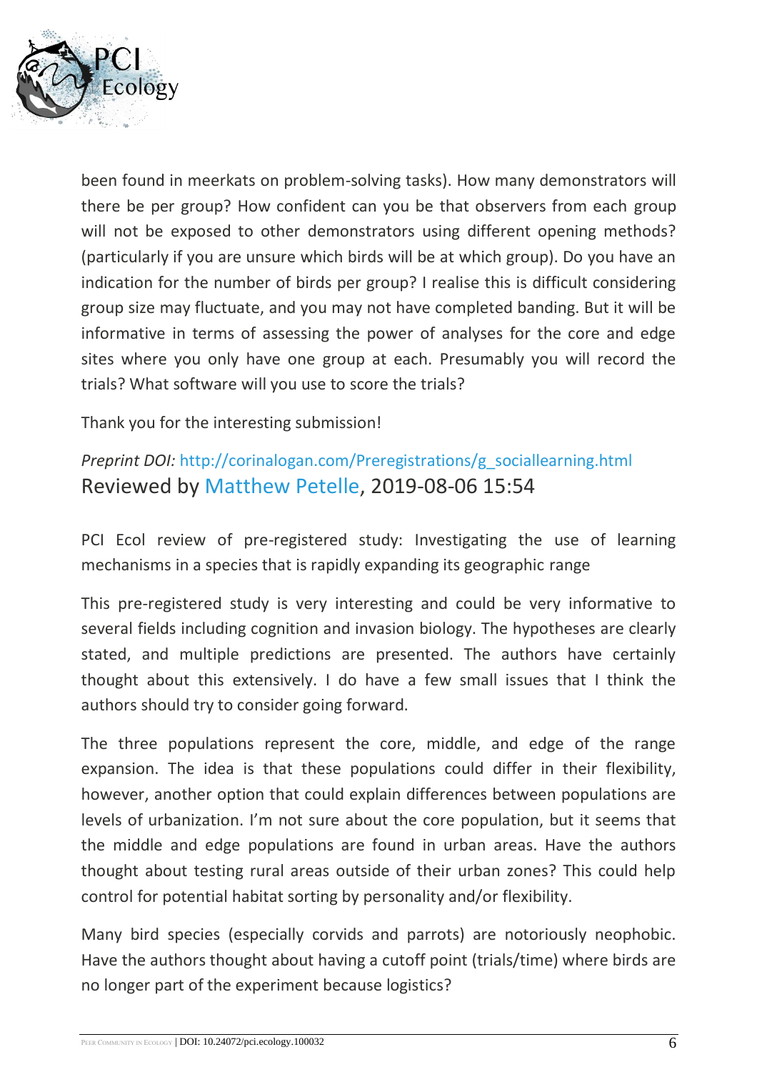been found in meerkats on problem-solving tasks). How many demonstrators will there be per group? How confident can you be that observers from each group will not be exposed to other demonstrators using different opening methods? (particularly if you are unsure which birds will be at which group). Do you have an indication for the number of birds per group? I realise this is difficult considering group size may fluctuate, and you may not have completed banding. But it will be informative in terms of assessing the power of analyses for the core and edge sites where you only have one group at each. Presumably you will record the trials? What software will you use to score the trials?

Thank you for the interesting submission!

*Preprint DOI:* http://corinalogan.com/Preregistrations/g_sociallearning.html

### Reviewed by Matthew Petelle, 2019-08-06 15:54

PCI Ecol review of pre-registered study: Investigating the use of learning mechanisms in a species that is rapidly expanding its geographic range

This pre-registered study is very interesting and could be very informative to several fields including cognition and invasion biology. The hypotheses are clearly stated, and multiple predictions are presented. The authors have certainly thought about this extensively. I do have a few small issues that I think the authors should try to consider going forward.

The three populations represent the core, middle, and edge of the range expansion. The idea is that these populations could differ in their flexibility, however, another option that could explain differences between populations are levels of urbanization. I'm not sure about the core population, but it seems that the middle and edge populations are found in urban areas. Have the authors thought about testing rural areas outside of their urban zones? This could help control for potential habitat sorting by personality and/or flexibility.

Many bird species (especially corvids and parrots) are notoriously neophobic. Have the authors thought about having a cutoff point (trials/time) where birds are no longer part of the experiment because logistics?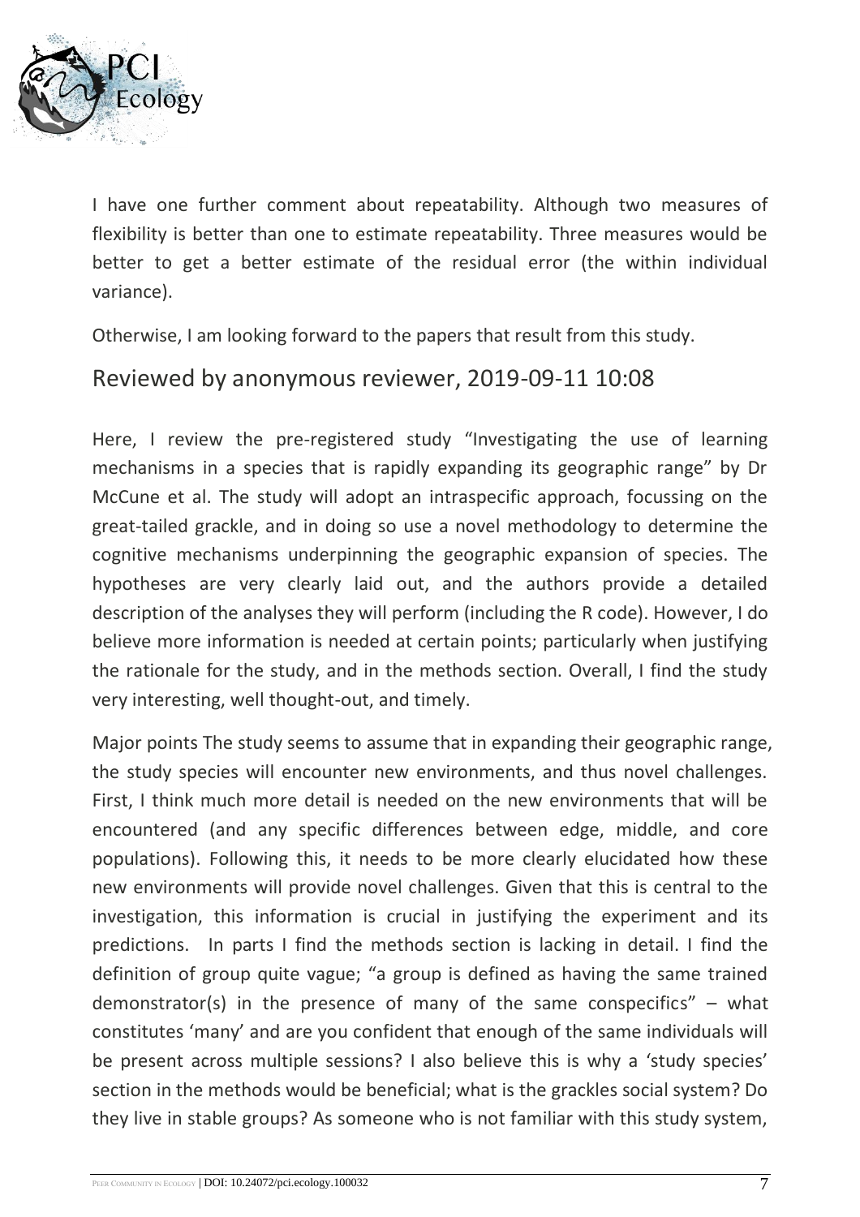I have one further comment about repeatability. Although two measures of flexibility is better than one to estimate repeatability. Three measures would be better to get a better estimate of the residual error (the within individual variance).

Otherwise, I am looking forward to the papers that result from this study.

## Reviewed by anonymous reviewer, 2019-09-11 10:08

Here, I review the pre-registered study "Investigating the use of learning mechanisms in a species that is rapidly expanding its geographic range" by Dr McCune et al. The study will adopt an intraspecific approach, focussing on the great-tailed grackle, and in doing so use a novel methodology to determine the cognitive mechanisms underpinning the geographic expansion of species. The hypotheses are very clearly laid out, and the authors provide a detailed description of the analyses they will perform (including the R code). However, I do believe more information is needed at certain points; particularly when justifying the rationale for the study, and in the methods section. Overall, I find the study very interesting, well thought-out, and timely.

Major points The study seems to assume that in expanding their geographic range, the study species will encounter new environments, and thus novel challenges. First, I think much more detail is needed on the new environments that will be encountered (and any specific differences between edge, middle, and core populations). Following this, it needs to be more clearly elucidated how these new environments will provide novel challenges. Given that this is central to the investigation, this information is crucial in justifying the experiment and its predictions. In parts I find the methods section is lacking in detail. I find the definition of group quite vague; "a group is defined as having the same trained demonstrator(s) in the presence of many of the same conspecifics" – what constitutes 'many' and are you confident that enough of the same individuals will be present across multiple sessions? I also believe this is why a 'study species' section in the methods would be beneficial; what is the grackles social system? Do they live in stable groups? As someone who is not familiar with this study system,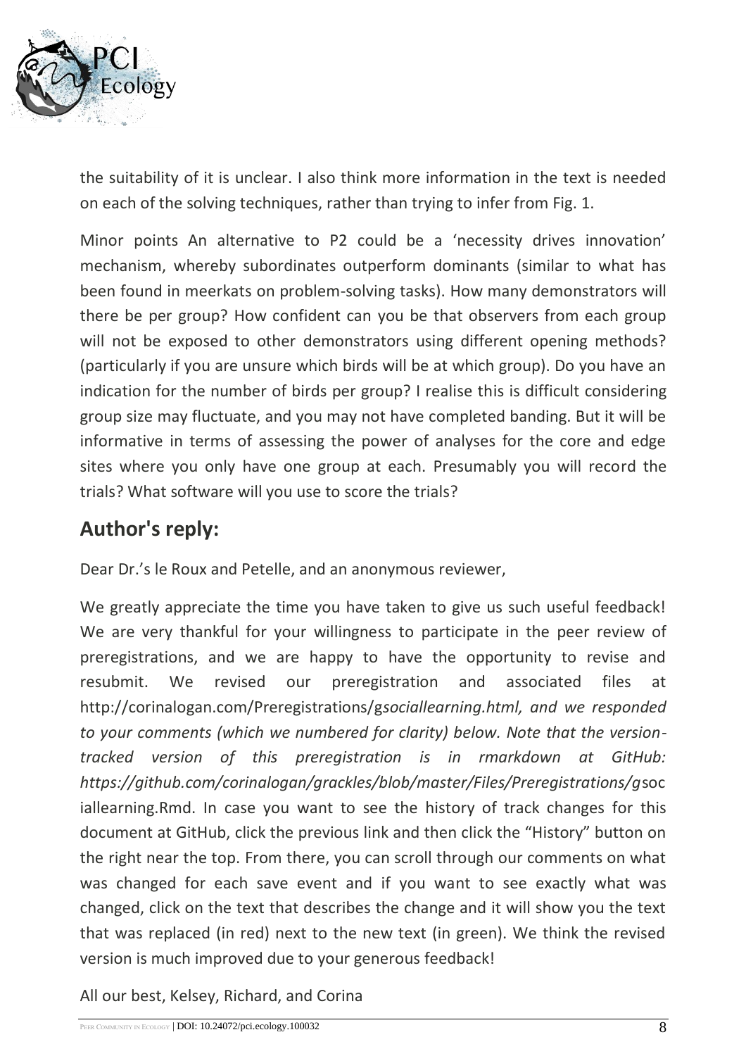the suitability of it is unclear. I also think more information in the text is needed on each of the solving techniques, rather than trying to infer from Fig. 1.

Minor points An alternative to P2 could be a 'necessity drives innovation' mechanism, whereby subordinates outperform dominants (similar to what has been found in meerkats on problem-solving tasks). How many demonstrators will there be per group? How confident can you be that observers from each group will not be exposed to other demonstrators using different opening methods? (particularly if you are unsure which birds will be at which group). Do you have an indication for the number of birds per group? I realise this is difficult considering group size may fluctuate, and you may not have completed banding. But it will be informative in terms of assessing the power of analyses for the core and edge sites where you only have one group at each. Presumably you will record the trials? What software will you use to score the trials?

## Author's reply:

Dear Dr.'s le Roux and Petelle, and an anonymous reviewer,

We greatly appreciate the time you have taken to give us such useful feedback! We are very thankful for your willingness to participate in the peer review of preregistrations, and we are happy to have the opportunity to revise and resubmit. We revised our preregistration and associated files at http://corinalogan.com/Preregistrations/g*sociallearning.html, and we responded to your comments (which we numbered for clarity) below. Note that the version-tracked version of this preregistration is in rmarkdown at GitHub: https://github.com/corinalogan/grackles/blob/master/Files/Preregistrations/g*sociallearning.Rmd. In case you want to see the history of track changes for this document at GitHub, click the previous link and then click the "History" button on the right near the top. From there, you can scroll through our comments on what was changed for each save event and if you want to see exactly what was changed, click on the text that describes the change and it will show you the text that was replaced (in red) next to the new text (in green). We think the revised version is much improved due to your generous feedback!

All our best, Kelsey, Richard, and Corina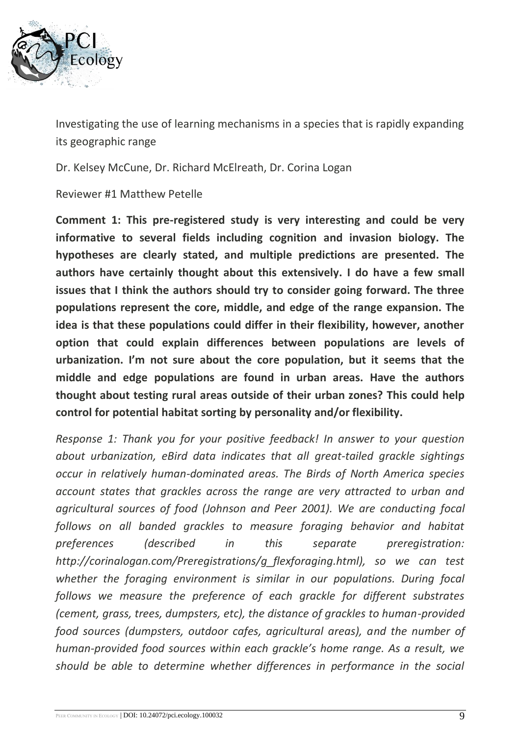Investigating the use of learning mechanisms in a species that is rapidly expanding its geographic range

Dr. Kelsey McCune, Dr. Richard McElreath, Dr. Corina Logan

Reviewer #1 Matthew Petelle

**Comment 1: This pre-registered study is very interesting and could be very informative to several fields including cognition and invasion biology. The hypotheses are clearly stated, and multiple predictions are presented. The authors have certainly thought about this extensively. I do have a few small issues that I think the authors should try to consider going forward. The three populations represent the core, middle, and edge of the range expansion. The idea is that these populations could differ in their flexibility, however, another option that could explain differences between populations are levels of urbanization. I'm not sure about the core population, but it seems that the middle and edge populations are found in urban areas. Have the authors thought about testing rural areas outside of their urban zones? This could help control for potential habitat sorting by personality and/or flexibility.**

*Response 1: Thank you for your positive feedback! In answer to your question about urbanization, eBird data indicates that all great-tailed grackle sightings occur in relatively human-dominated areas. The Birds of North America species account states that grackles across the range are very attracted to urban and agricultural sources of food (Johnson and Peer 2001). We are conducting focal follows on all banded grackles to measure foraging behavior and habitat preferences (described in this separate preregistration: http://corinalogan.com/Preregistrations/g_flexforaging.html), so we can test whether the foraging environment is similar in our populations. During focal follows we measure the preference of each grackle for different substrates (cement, grass, trees, dumpsters, etc), the distance of grackles to human-provided food sources (dumpsters, outdoor cafes, agricultural areas), and the number of human-provided food sources within each grackle's home range. As a result, we should be able to determine whether differences in performance in the social*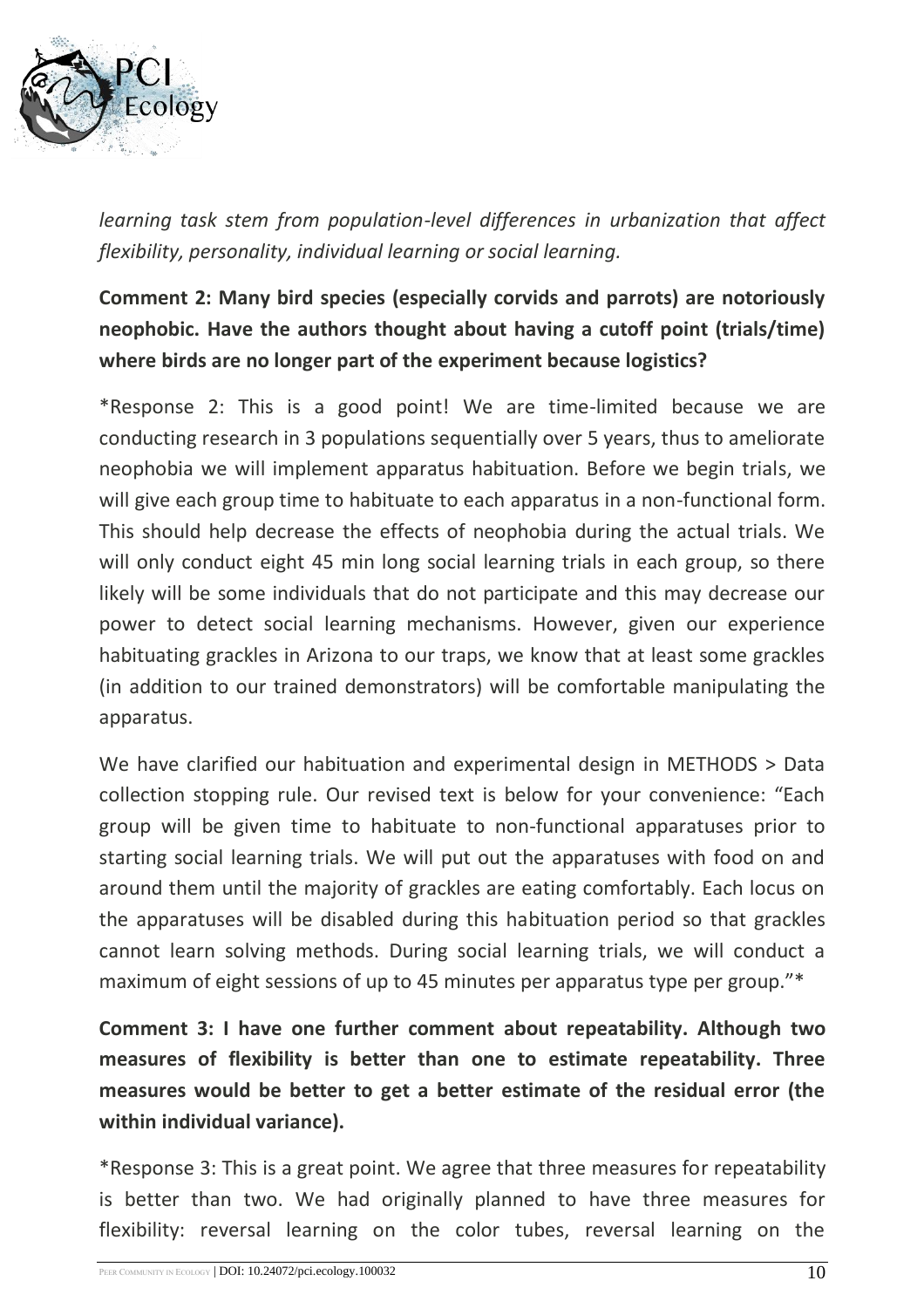*learning task stem from population-level differences in urbanization that affect flexibility, personality, individual learning or social learning.*

**Comment 2: Many bird species (especially corvids and parrots) are notoriously neophobic. Have the authors thought about having a cutoff point (trials/time) where birds are no longer part of the experiment because logistics?**

*Response 2: This is a good point! We are time-limited because we are conducting research in 3 populations sequentially over 5 years, thus to ameliorate neophobia we will implement apparatus habituation. Before we begin trials, we will give each group time to habituate to each apparatus in a non-functional form. This should help decrease the effects of neophobia during the actual trials. We will only conduct eight 45 min long social learning trials in each group, so there likely will be some individuals that do not participate and this may decrease our power to detect social learning mechanisms. However, given our experience habituating grackles in Arizona to our traps, we know that at least some grackles (in addition to our trained demonstrators) will be comfortable manipulating the apparatus.

We have clarified our habituation and experimental design in METHODS > Data collection stopping rule. Our revised text is below for your convenience: "Each group will be given time to habituate to non-functional apparatuses prior to starting social learning trials. We will put out the apparatuses with food on and around them until the majority of grackles are eating comfortably. Each locus on the apparatuses will be disabled during this habituation period so that grackles cannot learn solving methods. During social learning trials, we will conduct a maximum of eight sessions of up to 45 minutes per apparatus type per group."*

**Comment 3: I have one further comment about repeatability. Although two measures of flexibility is better than one to estimate repeatability. Three measures would be better to get a better estimate of the residual error (the within individual variance).**

*Response 3: This is a great point. We agree that three measures for repeatability is better than two. We had originally planned to have three measures for flexibility: reversal learning on the color tubes, reversal learning on the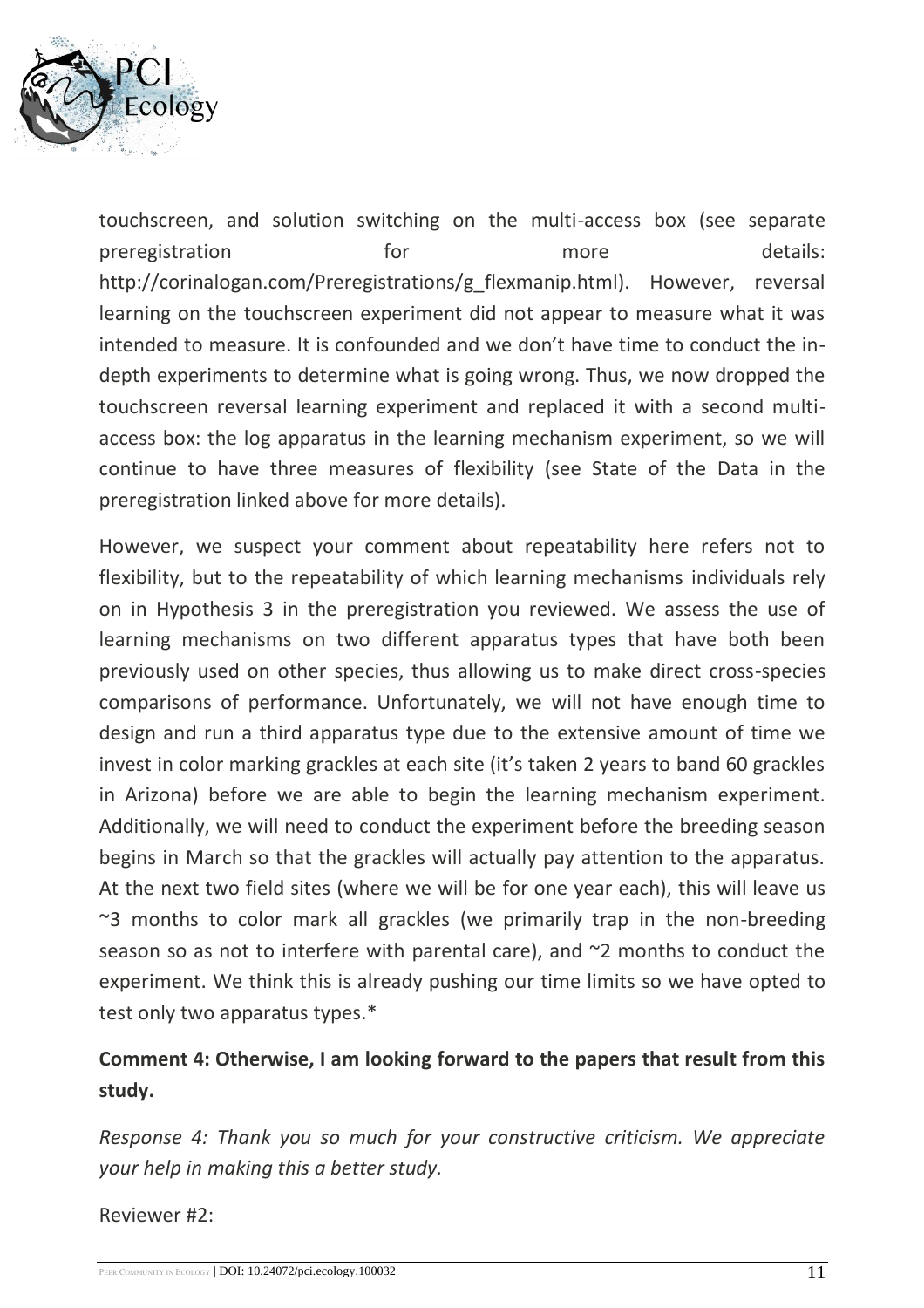touchscreen, and solution switching on the multi-access box (see separate preregistration for more details: http://corinalogan.com/Preregistrations/g_flexmanip.html). However, reversal learning on the touchscreen experiment did not appear to measure what it was intended to measure. It is confounded and we don't have time to conduct the in-depth experiments to determine what is going wrong. Thus, we now dropped the touchscreen reversal learning experiment and replaced it with a second multi-access box: the log apparatus in the learning mechanism experiment, so we will continue to have three measures of flexibility (see State of the Data in the preregistration linked above for more details).

However, we suspect your comment about repeatability here refers not to flexibility, but to the repeatability of which learning mechanisms individuals rely on in Hypothesis 3 in the preregistration you reviewed. We assess the use of learning mechanisms on two different apparatus types that have both been previously used on other species, thus allowing us to make direct cross-species comparisons of performance. Unfortunately, we will not have enough time to design and run a third apparatus type due to the extensive amount of time we invest in color marking grackles at each site (it's taken 2 years to band 60 grackles in Arizona) before we are able to begin the learning mechanism experiment. Additionally, we will need to conduct the experiment before the breeding season begins in March so that the grackles will actually pay attention to the apparatus. At the next two field sites (where we will be for one year each), this will leave us ~3 months to color mark all grackles (we primarily trap in the non-breeding season so as not to interfere with parental care), and ~2 months to conduct the experiment. We think this is already pushing our time limits so we have opted to test only two apparatus types.*

**Comment 4: Otherwise, I am looking forward to the papers that result from this study.**

*Response 4: Thank you so much for your constructive criticism. We appreciate your help in making this a better study.*

Reviewer #2: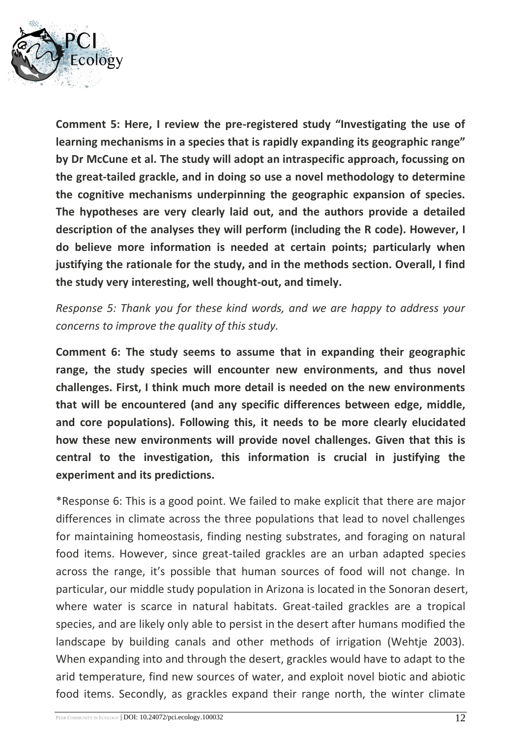**Comment 5: Here, I review the pre-registered study "Investigating the use of learning mechanisms in a species that is rapidly expanding its geographic range" by Dr McCune et al. The study will adopt an intraspecific approach, focussing on the great-tailed grackle, and in doing so use a novel methodology to determine the cognitive mechanisms underpinning the geographic expansion of species. The hypotheses are very clearly laid out, and the authors provide a detailed description of the analyses they will perform (including the R code). However, I do believe more information is needed at certain points; particularly when justifying the rationale for the study, and in the methods section. Overall, I find the study very interesting, well thought-out, and timely.**

*Response 5: Thank you for these kind words, and we are happy to address your concerns to improve the quality of this study.*

**Comment 6: The study seems to assume that in expanding their geographic range, the study species will encounter new environments, and thus novel challenges. First, I think much more detail is needed on the new environments that will be encountered (and any specific differences between edge, middle, and core populations). Following this, it needs to be more clearly elucidated how these new environments will provide novel challenges. Given that this is central to the investigation, this information is crucial in justifying the experiment and its predictions.**

*Response 6: This is a good point. We failed to make explicit that there are major differences in climate across the three populations that lead to novel challenges for maintaining homeostasis, finding nesting substrates, and foraging on natural food items. However, since great-tailed grackles are an urban adapted species across the range, it's possible that human sources of food will not change. In particular, our middle study population in Arizona is located in the Sonoran desert, where water is scarce in natural habitats. Great-tailed grackles are a tropical species, and are likely only able to persist in the desert after humans modified the landscape by building canals and other methods of irrigation (Wehtje 2003). When expanding into and through the desert, grackles would have to adapt to the arid temperature, find new sources of water, and exploit novel biotic and abiotic food items. Secondly, as grackles expand their range north, the winter climate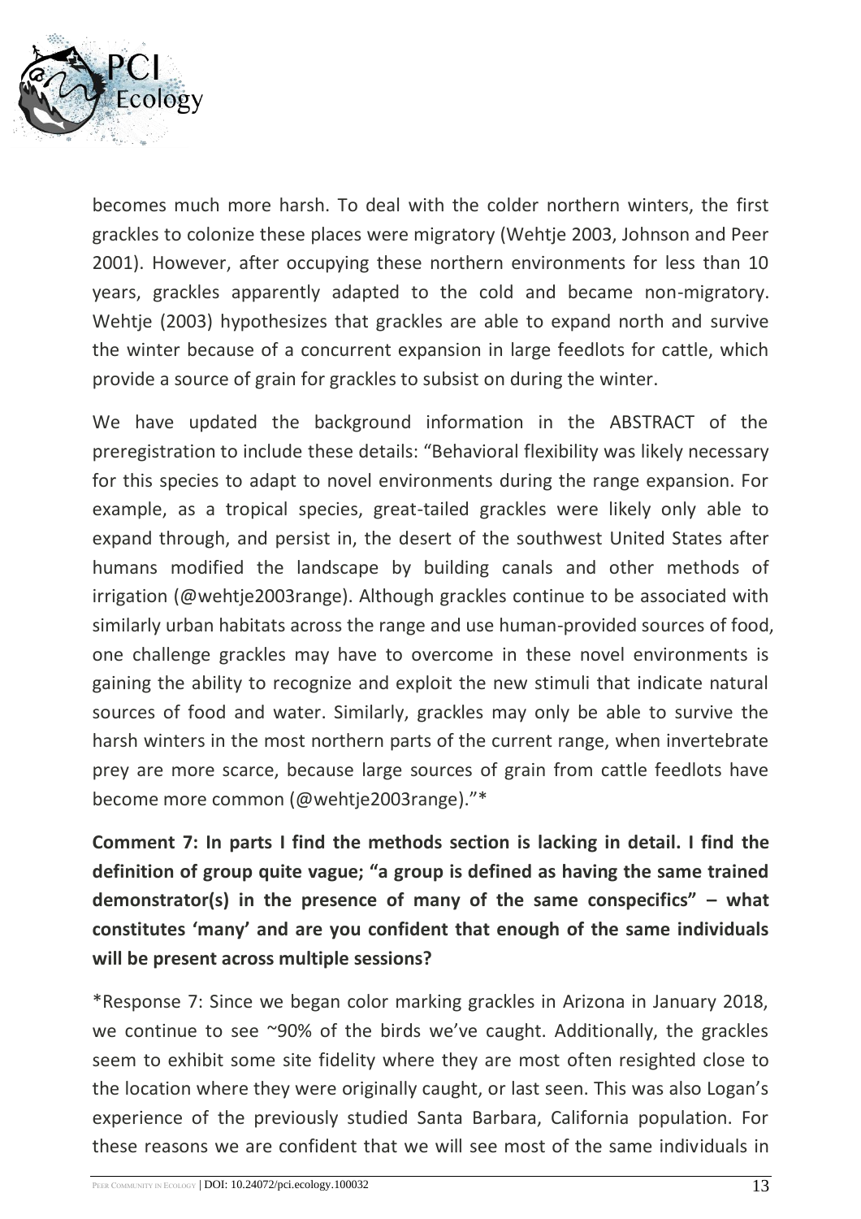becomes much more harsh. To deal with the colder northern winters, the first grackles to colonize these places were migratory (Wehtje 2003, Johnson and Peer 2001). However, after occupying these northern environments for less than 10 years, grackles apparently adapted to the cold and became non-migratory. Wehtje (2003) hypothesizes that grackles are able to expand north and survive the winter because of a concurrent expansion in large feedlots for cattle, which provide a source of grain for grackles to subsist on during the winter.

We have updated the background information in the ABSTRACT of the preregistration to include these details: "Behavioral flexibility was likely necessary for this species to adapt to novel environments during the range expansion. For example, as a tropical species, great-tailed grackles were likely only able to expand through, and persist in, the desert of the southwest United States after humans modified the landscape by building canals and other methods of irrigation (@wehtje2003range). Although grackles continue to be associated with similarly urban habitats across the range and use human-provided sources of food, one challenge grackles may have to overcome in these novel environments is gaining the ability to recognize and exploit the new stimuli that indicate natural sources of food and water. Similarly, grackles may only be able to survive the harsh winters in the most northern parts of the current range, when invertebrate prey are more scarce, because large sources of grain from cattle feedlots have become more common (@wehtje2003range)."*

**Comment 7: In parts I find the methods section is lacking in detail. I find the definition of group quite vague; "a group is defined as having the same trained demonstrator(s) in the presence of many of the same conspecifics" – what constitutes 'many' and are you confident that enough of the same individuals will be present across multiple sessions?**

*Response 7: Since we began color marking grackles in Arizona in January 2018, we continue to see ~90% of the birds we've caught. Additionally, the grackles seem to exhibit some site fidelity where they are most often resighted close to the location where they were originally caught, or last seen. This was also Logan's experience of the previously studied Santa Barbara, California population. For these reasons we are confident that we will see most of the same individuals in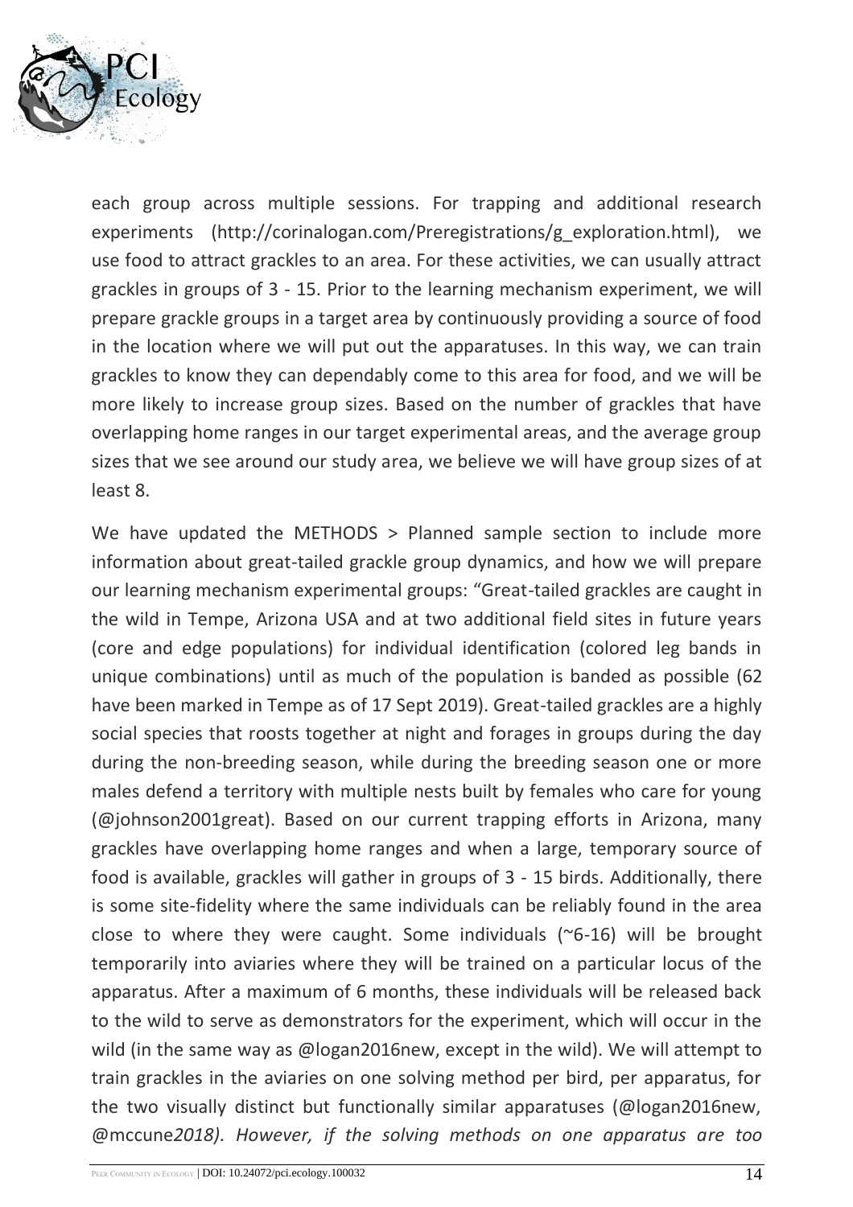each group across multiple sessions. For trapping and additional research experiments (http://corinalogan.com/Preregistrations/g_exploration.html), we use food to attract grackles to an area. For these activities, we can usually attract grackles in groups of 3 - 15. Prior to the learning mechanism experiment, we will prepare grackle groups in a target area by continuously providing a source of food in the location where we will put out the apparatuses. In this way, we can train grackles to know they can dependably come to this area for food, and we will be more likely to increase group sizes. Based on the number of grackles that have overlapping home ranges in our target experimental areas, and the average group sizes that we see around our study area, we believe we will have group sizes of at least 8.

We have updated the METHODS > Planned sample section to include more information about great-tailed grackle group dynamics, and how we will prepare our learning mechanism experimental groups: "Great-tailed grackles are caught in the wild in Tempe, Arizona USA and at two additional field sites in future years (core and edge populations) for individual identification (colored leg bands in unique combinations) until as much of the population is banded as possible (62 have been marked in Tempe as of 17 Sept 2019). Great-tailed grackles are a highly social species that roosts together at night and forages in groups during the day during the non-breeding season, while during the breeding season one or more males defend a territory with multiple nests built by females who care for young (@johnson2001great). Based on our current trapping efforts in Arizona, many grackles have overlapping home ranges and when a large, temporary source of food is available, grackles will gather in groups of 3 - 15 birds. Additionally, there is some site-fidelity where the same individuals can be reliably found in the area close to where they were caught. Some individuals (~6-16) will be brought temporarily into aviaries where they will be trained on a particular locus of the apparatus. After a maximum of 6 months, these individuals will be released back to the wild to serve as demonstrators for the experiment, which will occur in the wild (in the same way as @logan2016new, except in the wild). We will attempt to train grackles in the aviaries on one solving method per bird, per apparatus, for the two visually distinct but functionally similar apparatuses (@logan2016new, @mccune*2018). However, if the solving methods on one apparatus are too*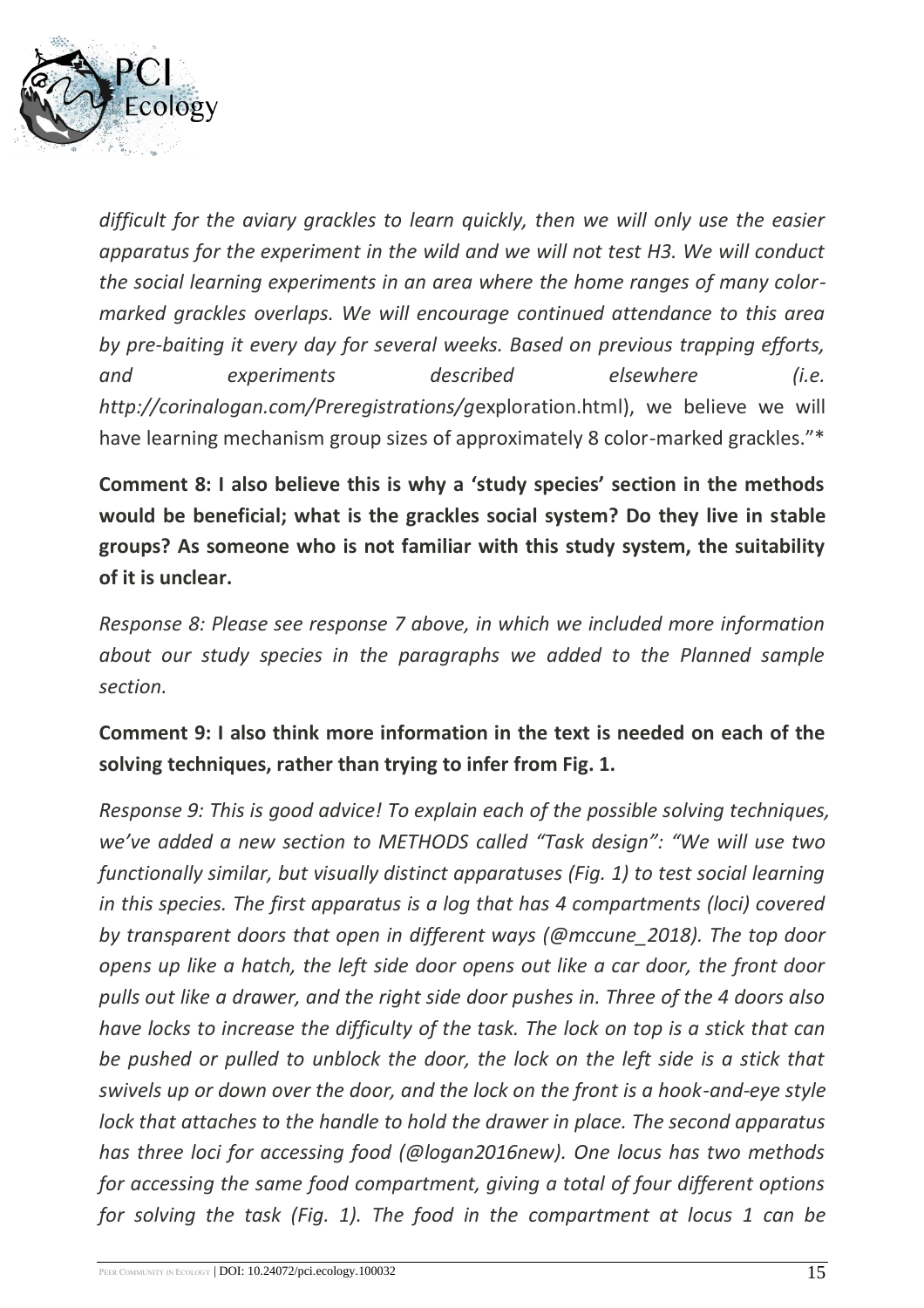*difficult for the aviary grackles to learn quickly, then we will only use the easier apparatus for the experiment in the wild and we will not test H3. We will conduct the social learning experiments in an area where the home ranges of many color-marked grackles overlaps. We will encourage continued attendance to this area by pre-baiting it every day for several weeks. Based on previous trapping efforts, and experiments described elsewhere (i.e. http://corinalogan.com/Preregistrations/g*exploration.html), we believe we will have learning mechanism group sizes of approximately 8 color-marked grackles."*

**Comment 8: I also believe this is why a 'study species' section in the methods would be beneficial; what is the grackles social system? Do they live in stable groups? As someone who is not familiar with this study system, the suitability of it is unclear.**

*Response 8: Please see response 7 above, in which we included more information about our study species in the paragraphs we added to the Planned sample section.*

**Comment 9: I also think more information in the text is needed on each of the solving techniques, rather than trying to infer from Fig. 1.**

*Response 9: This is good advice! To explain each of the possible solving techniques, we've added a new section to METHODS called "Task design": "We will use two functionally similar, but visually distinct apparatuses (Fig. 1) to test social learning in this species. The first apparatus is a log that has 4 compartments (loci) covered by transparent doors that open in different ways (@mccune_2018). The top door opens up like a hatch, the left side door opens out like a car door, the front door pulls out like a drawer, and the right side door pushes in. Three of the 4 doors also have locks to increase the difficulty of the task. The lock on top is a stick that can be pushed or pulled to unblock the door, the lock on the left side is a stick that swivels up or down over the door, and the lock on the front is a hook-and-eye style lock that attaches to the handle to hold the drawer in place. The second apparatus has three loci for accessing food (@logan2016new). One locus has two methods for accessing the same food compartment, giving a total of four different options for solving the task (Fig. 1). The food in the compartment at locus 1 can be*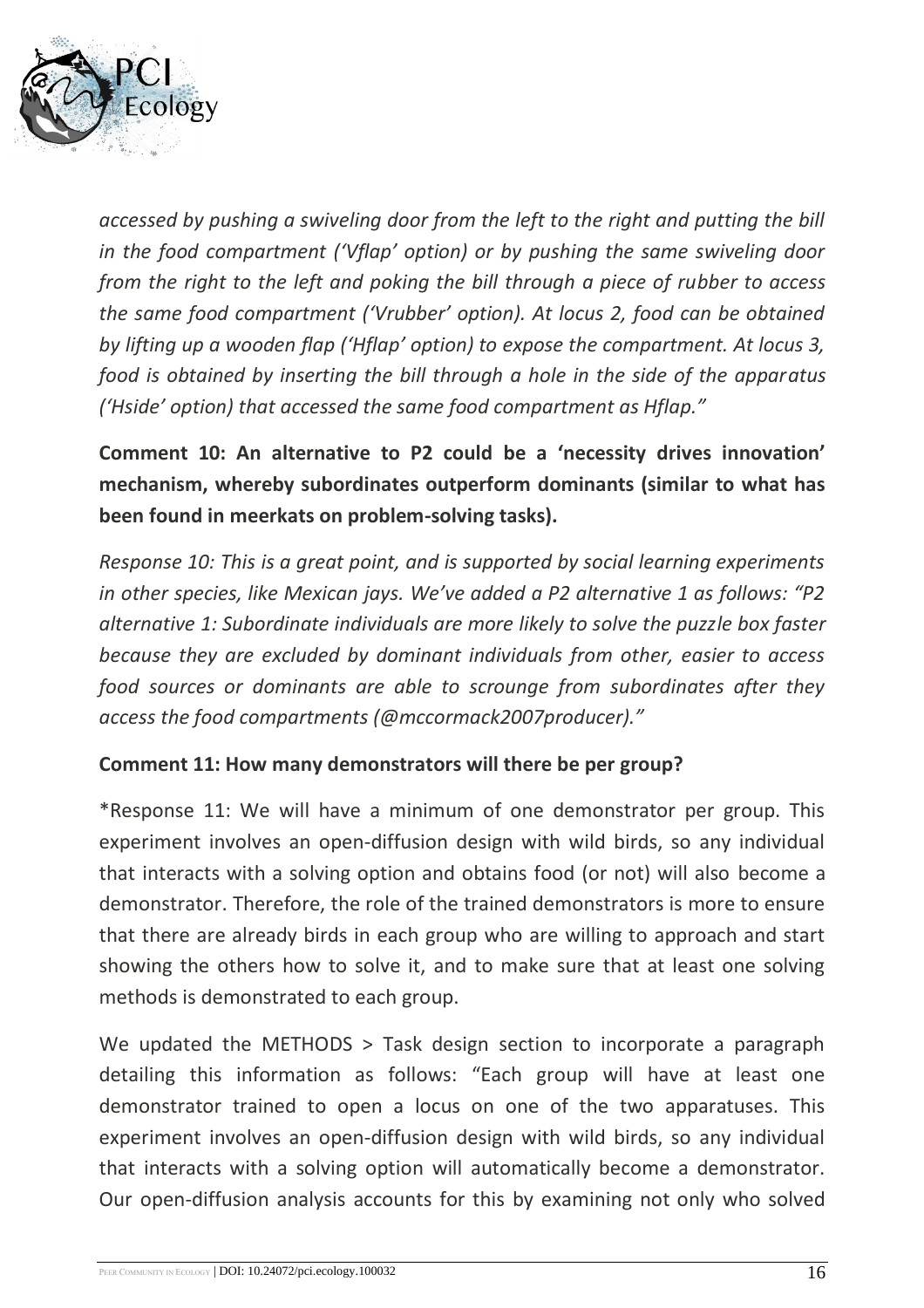*accessed by pushing a swiveling door from the left to the right and putting the bill in the food compartment ('Vflap' option) or by pushing the same swiveling door from the right to the left and poking the bill through a piece of rubber to access the same food compartment ('Vrubber' option). At locus 2, food can be obtained by lifting up a wooden flap ('Hflap' option) to expose the compartment. At locus 3, food is obtained by inserting the bill through a hole in the side of the apparatus ('Hside' option) that accessed the same food compartment as Hflap."*

**Comment 10: An alternative to P2 could be a 'necessity drives innovation' mechanism, whereby subordinates outperform dominants (similar to what has been found in meerkats on problem-solving tasks).**

*Response 10: This is a great point, and is supported by social learning experiments in other species, like Mexican jays. We've added a P2 alternative 1 as follows: "P2 alternative 1: Subordinate individuals are more likely to solve the puzzle box faster because they are excluded by dominant individuals from other, easier to access food sources or dominants are able to scrounge from subordinates after they access the food compartments (@mccormack2007producer)."*

**Comment 11: How many demonstrators will there be per group?**

*Response 11: We will have a minimum of one demonstrator per group. This experiment involves an open-diffusion design with wild birds, so any individual that interacts with a solving option and obtains food (or not) will also become a demonstrator. Therefore, the role of the trained demonstrators is more to ensure that there are already birds in each group who are willing to approach and start showing the others how to solve it, and to make sure that at least one solving methods is demonstrated to each group.

We updated the METHODS > Task design section to incorporate a paragraph detailing this information as follows: "Each group will have at least one demonstrator trained to open a locus on one of the two apparatuses. This experiment involves an open-diffusion design with wild birds, so any individual that interacts with a solving option will automatically become a demonstrator. Our open-diffusion analysis accounts for this by examining not only who solved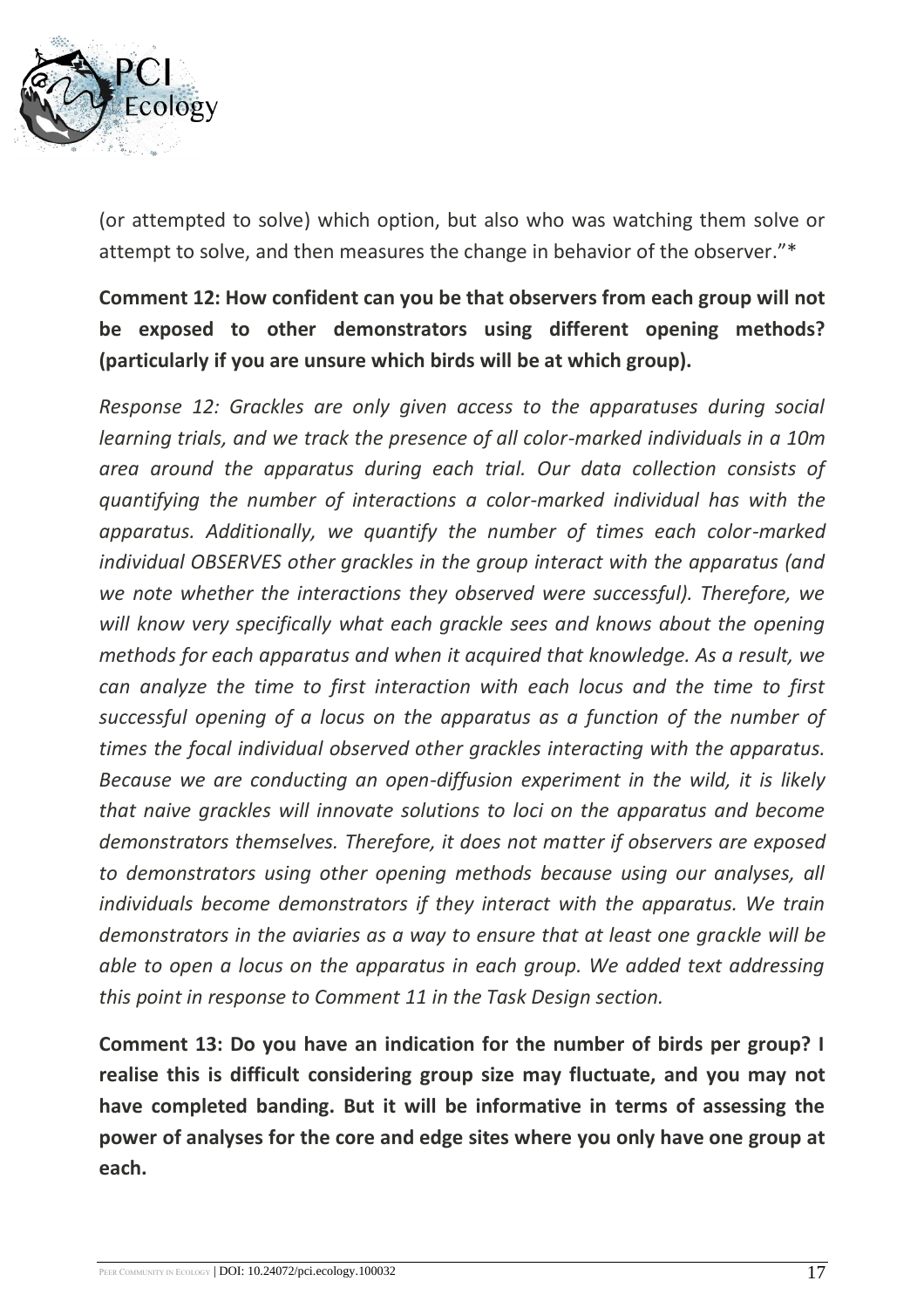(or attempted to solve) which option, but also who was watching them solve or attempt to solve, and then measures the change in behavior of the observer."*

**Comment 12: How confident can you be that observers from each group will not be exposed to other demonstrators using different opening methods? (particularly if you are unsure which birds will be at which group).**

*Response 12: Grackles are only given access to the apparatuses during social learning trials, and we track the presence of all color-marked individuals in a 10m area around the apparatus during each trial. Our data collection consists of quantifying the number of interactions a color-marked individual has with the apparatus. Additionally, we quantify the number of times each color-marked individual OBSERVES other grackles in the group interact with the apparatus (and we note whether the interactions they observed were successful). Therefore, we will know very specifically what each grackle sees and knows about the opening methods for each apparatus and when it acquired that knowledge. As a result, we can analyze the time to first interaction with each locus and the time to first successful opening of a locus on the apparatus as a function of the number of times the focal individual observed other grackles interacting with the apparatus. Because we are conducting an open-diffusion experiment in the wild, it is likely that naive grackles will innovate solutions to loci on the apparatus and become demonstrators themselves. Therefore, it does not matter if observers are exposed to demonstrators using other opening methods because using our analyses, all individuals become demonstrators if they interact with the apparatus. We train demonstrators in the aviaries as a way to ensure that at least one grackle will be able to open a locus on the apparatus in each group. We added text addressing this point in response to Comment 11 in the Task Design section.*

**Comment 13: Do you have an indication for the number of birds per group? I realise this is difficult considering group size may fluctuate, and you may not have completed banding. But it will be informative in terms of assessing the power of analyses for the core and edge sites where you only have one group at each.**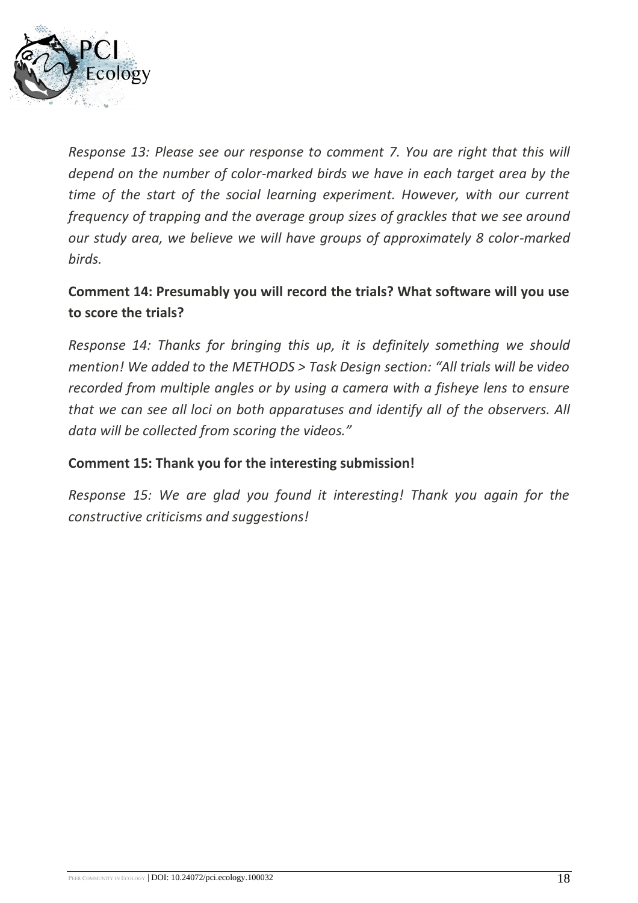*Response 13: Please see our response to comment 7. You are right that this will depend on the number of color-marked birds we have in each target area by the time of the start of the social learning experiment. However, with our current frequency of trapping and the average group sizes of grackles that we see around our study area, we believe we will have groups of approximately 8 color-marked birds.*

**Comment 14: Presumably you will record the trials? What software will you use to score the trials?**

*Response 14: Thanks for bringing this up, it is definitely something we should mention! We added to the METHODS > Task Design section: "All trials will be video recorded from multiple angles or by using a camera with a fisheye lens to ensure that we can see all loci on both apparatuses and identify all of the observers. All data will be collected from scoring the videos."*

**Comment 15: Thank you for the interesting submission!**

*Response 15: We are glad you found it interesting! Thank you again for the constructive criticisms and suggestions!*